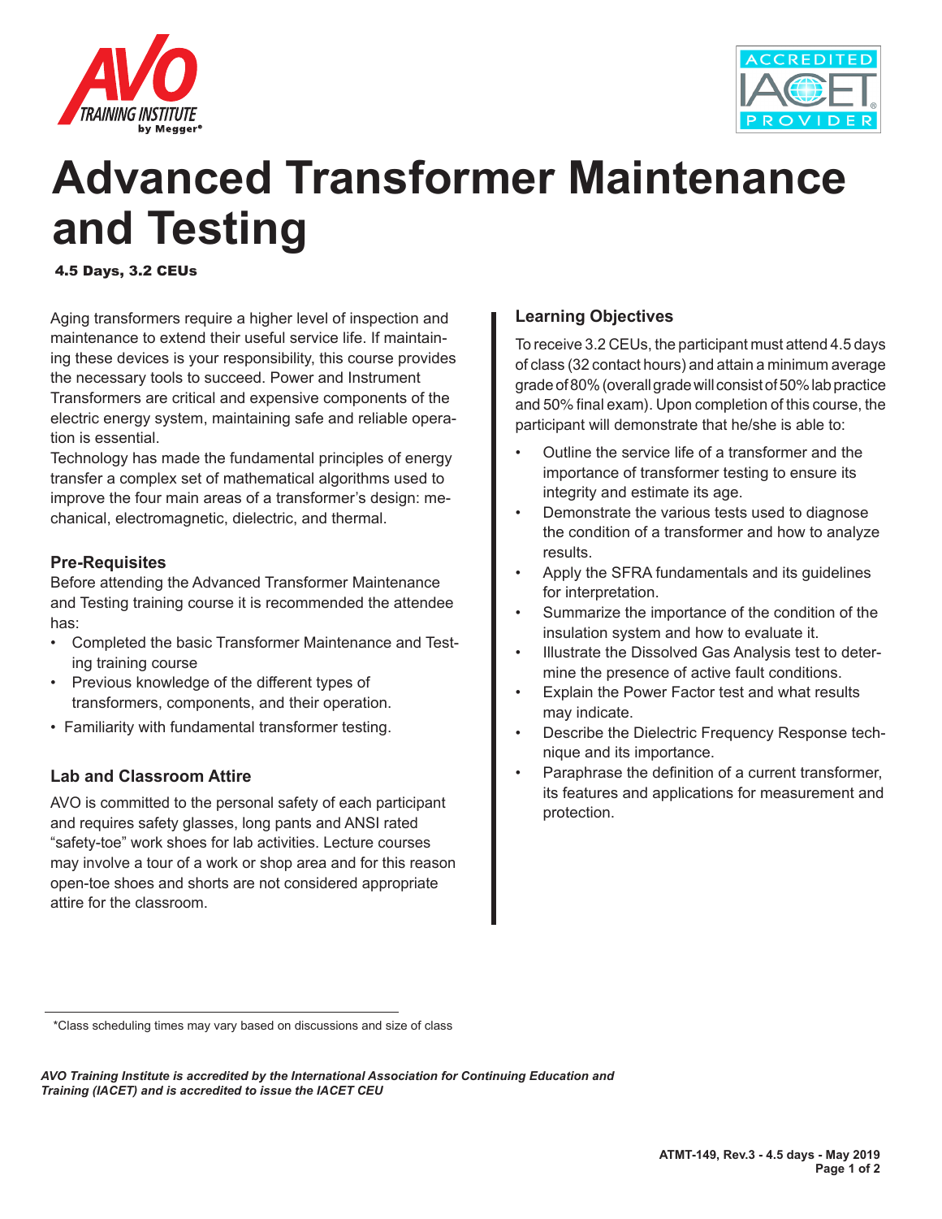# Advanced Transformer Maintenance and Testing

**4.5 Days, 3.2 CEUs**

Aging transformers require a higher level of inspection and maintenance to extend their useful service life. If maintaining these devices is your responsibility, this course provides the necessary tools to succeed. Power and Instrument Transformers are critical and expensive components of the electric energy system, maintaining safe and reliable operation is essential.

Technology has made the fundamental principles of energy transfer a complex set of mathematical algorithms used to improve the four main areas of a transformer's design: mechanical, electromagnetic, dielectric, and thermal.

### Pre-Requisites

Before attending the Advanced Transformer Maintenance and Testing training course it is recommended the attendee has:

- Completed the basic Transformer Maintenance and Testing training course
- Previous knowledge of the different types of transformers, components, and their operation.
- Familiarity with fundamental transformer testing.

### Lab and Classroom Attire

AVO is committed to the personal safety of each participant and requires safety glasses, long pants and ANSI rated "safety-toe" work shoes for lab activities. Lecture courses may involve a tour of a work or shop area and for this reason open-toe shoes and shorts are not considered appropriate attire for the classroom.

### Learning Objectives

To receive 3.2 CEUs, the participant must attend 4.5 days of class (32 contact hours) and attain a minimum average grade of 80% (overall grade will consist of 50% lab practice and 50% final exam). Upon completion of this course, the participant will demonstrate that he/she is able to:

- Outline the service life of a transformer and the importance of transformer testing to ensure its integrity and estimate its age.
- Demonstrate the various tests used to diagnose the condition of a transformer and how to analyze results.
- Apply the SFRA fundamentals and its guidelines for interpretation.
- Summarize the importance of the condition of the insulation system and how to evaluate it.
- Illustrate the Dissolved Gas Analysis test to determine the presence of active fault conditions.
- Explain the Power Factor test and what results may indicate.
- Describe the Dielectric Frequency Response technique and its importance.
- Paraphrase the definition of a current transformer, its features and applications for measurement and protection.

*Class scheduling times may vary based on discussions and size of class

***AVO Training Institute is accredited by the International Association for Continuing Education and Training (IACET) and is accredited to issue the IACET CEU***

**ATMT-149, Rev.3 - 4.5 days - May 2019**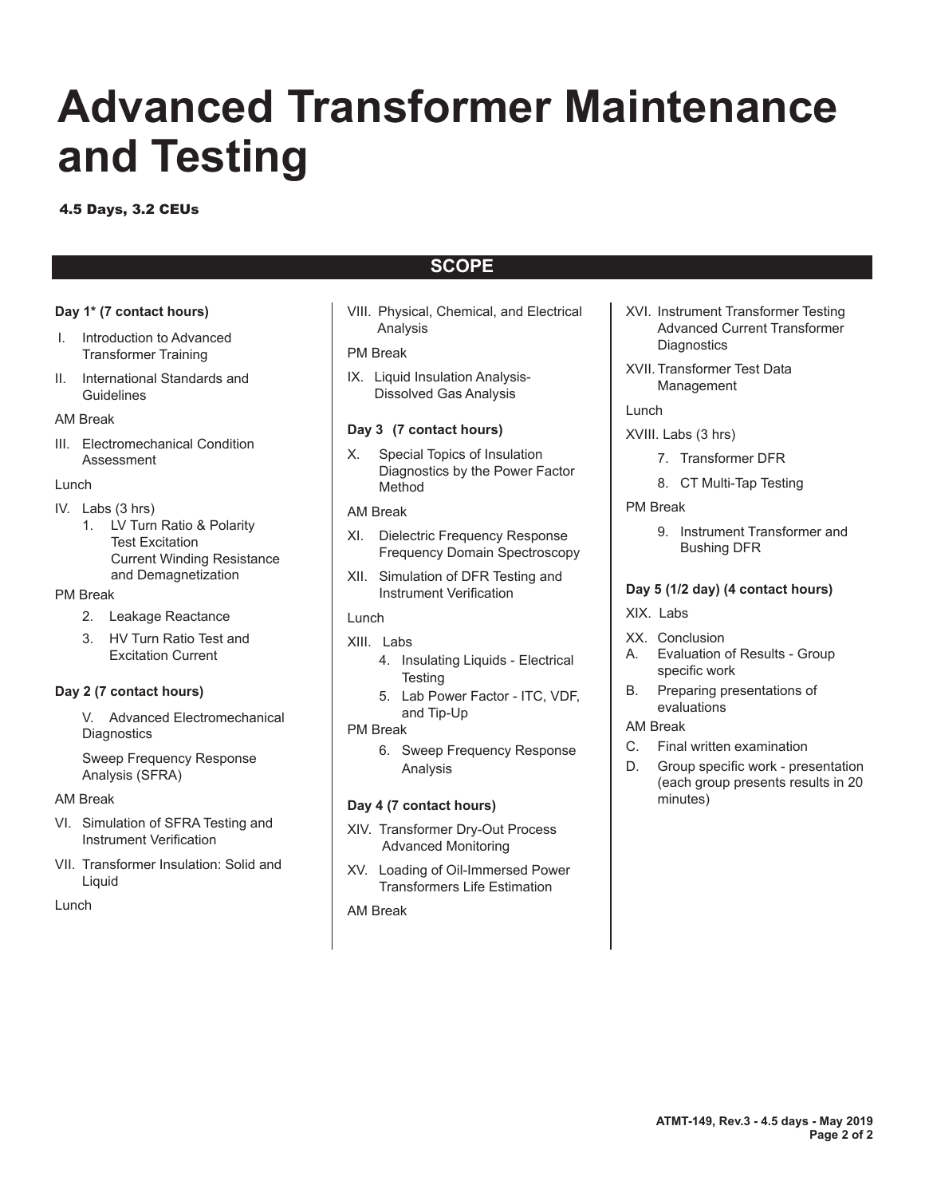# Advanced Transformer Maintenance and Testing

**4.5 Days, 3.2 CEUs**

## SCOPE

**Day 1* (7 contact hours)**

I. Introduction to Advanced Transformer Training

II. International Standards and Guidelines

AM Break

III. Electromechanical Condition Assessment

Lunch

IV. Labs (3 hrs)
   1. LV Turn Ratio & Polarity Test Excitation Current Winding Resistance and Demagnetization

PM Break

   2. Leakage Reactance
   3. HV Turn Ratio Test and Excitation Current

**Day 2 (7 contact hours)**

V. Advanced Electromechanical Diagnostics

Sweep Frequency Response Analysis (SFRA)

AM Break

VI. Simulation of SFRA Testing and Instrument Verification

VII. Transformer Insulation: Solid and Liquid

Lunch

VIII. Physical, Chemical, and Electrical Analysis

PM Break

IX. Liquid Insulation Analysis-Dissolved Gas Analysis

**Day 3 (7 contact hours)**

X. Special Topics of Insulation Diagnostics by the Power Factor Method

AM Break

XI. Dielectric Frequency Response Frequency Domain Spectroscopy

XII. Simulation of DFR Testing and Instrument Verification

Lunch

XIII. Labs
   4. Insulating Liquids - Electrical Testing
   5. Lab Power Factor - ITC, VDF, and Tip-Up

PM Break

   6. Sweep Frequency Response Analysis

**Day 4 (7 contact hours)**

XIV. Transformer Dry-Out Process Advanced Monitoring

XV. Loading of Oil-Immersed Power Transformers Life Estimation

AM Break

XVI. Instrument Transformer Testing Advanced Current Transformer Diagnostics

XVII. Transformer Test Data Management

Lunch

XVIII. Labs (3 hrs)
   7. Transformer DFR
   8. CT Multi-Tap Testing

PM Break

   9. Instrument Transformer and Bushing DFR

**Day 5 (1/2 day) (4 contact hours)**

XIX. Labs

XX. Conclusion

A. Evaluation of Results - Group specific work

B. Preparing presentations of evaluations

AM Break

C. Final written examination

D. Group specific work - presentation (each group presents results in 20 minutes)

**ATMT-149, Rev.3 - 4.5 days - May 2019**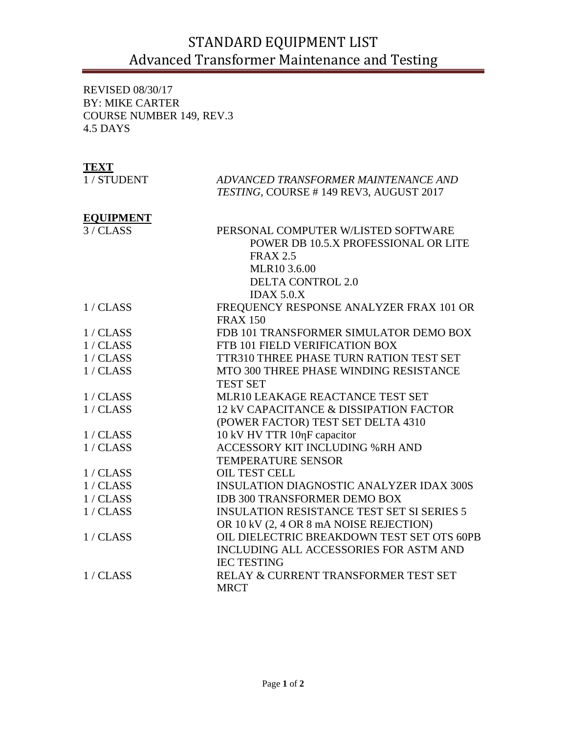# STANDARD EQUIPMENT LIST
## Advanced Transformer Maintenance and Testing

REVISED 08/30/17
BY: MIKE CARTER
COURSE NUMBER 149, REV.3
4.5 DAYS

**TEXT**

| | |
|---|---|
| 1 / STUDENT | *ADVANCED TRANSFORMER MAINTENANCE AND TESTING*, COURSE # 149 REV3, AUGUST 2017 |

**EQUIPMENT**

| | |
|---|---|
| 3 / CLASS | PERSONAL COMPUTER W/LISTED SOFTWARE<br>POWER DB 10.5.X PROFESSIONAL OR LITE<br>FRAX 2.5<br>MLR10 3.6.00<br>DELTA CONTROL 2.0<br>IDAX 5.0.X |
| 1 / CLASS | FREQUENCY RESPONSE ANALYZER FRAX 101 OR FRAX 150 |
| 1 / CLASS | FDB 101 TRANSFORMER SIMULATOR DEMO BOX |
| 1 / CLASS | FTB 101 FIELD VERIFICATION BOX |
| 1 / CLASS | TTR310 THREE PHASE TURN RATION TEST SET |
| 1 / CLASS | MTO 300 THREE PHASE WINDING RESISTANCE TEST SET |
| 1 / CLASS | MLR10 LEAKAGE REACTANCE TEST SET |
| 1 / CLASS | 12 kV CAPACITANCE & DISSIPATION FACTOR (POWER FACTOR) TEST SET DELTA 4310 |
| 1 / CLASS | 10 kV HV TTR 10ηF capacitor |
| 1 / CLASS | ACCESSORY KIT INCLUDING %RH AND TEMPERATURE SENSOR |
| 1 / CLASS | OIL TEST CELL |
| 1 / CLASS | INSULATION DIAGNOSTIC ANALYZER IDAX 300S |
| 1 / CLASS | IDB 300 TRANSFORMER DEMO BOX |
| 1 / CLASS | INSULATION RESISTANCE TEST SET SI SERIES 5 OR 10 kV (2, 4 OR 8 mA NOISE REJECTION) |
| 1 / CLASS | OIL DIELECTRIC BREAKDOWN TEST SET OTS 60PB INCLUDING ALL ACCESSORIES FOR ASTM AND IEC TESTING |
| 1 / CLASS | RELAY & CURRENT TRANSFORMER TEST SET MRCT |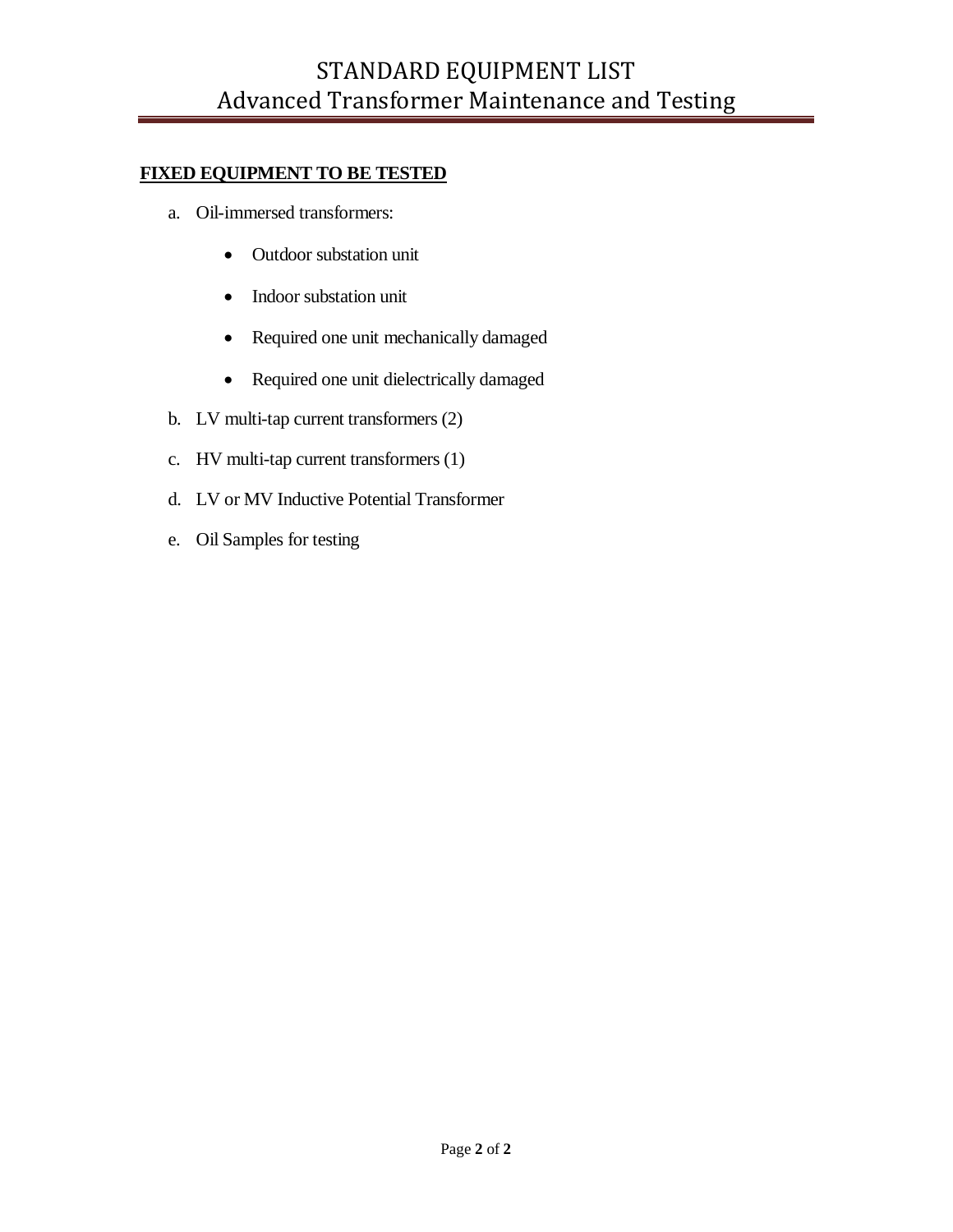## FIXED EQUIPMENT TO BE TESTED

a. Oil-immersed transformers:

   - Outdoor substation unit
   - Indoor substation unit
   - Required one unit mechanically damaged
   - Required one unit dielectrically damaged

b. LV multi-tap current transformers (2)

c. HV multi-tap current transformers (1)

d. LV or MV Inductive Potential Transformer

e. Oil Samples for testing